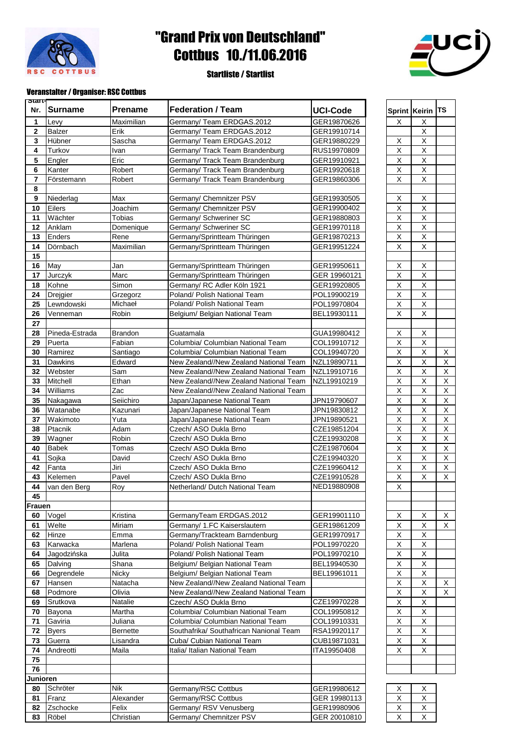# "Grand Prix von Deutschland"
# Cottbus 10./11.06.2016

**Startliste / Startlist**

**Veranstalter / Organiser: RSC Cottbus**

| Start-Nr. | Surname | Prename | Federation / Team | UCI-Code | Sprint | Keirin | TS |
|---|---|---|---|---|---|---|---|
| 1 | Levy | Maximilian | Germany/ Team ERDGAS.2012 | GER19870626 | X | X | |
| 2 | Balzer | Erik | Germany/ Team ERDGAS.2012 | GER19910714 | | X | |
| 3 | Hübner | Sascha | Germany/ Team ERDGAS.2012 | GER19880229 | X | X | |
| 4 | Turkov | Ivan | Germany/ Track Team Brandenburg | RUS19970809 | X | X | |
| 5 | Engler | Eric | Germany/ Track Team Brandenburg | GER19910921 | X | X | |
| 6 | Kanter | Robert | Germany/ Track Team Brandenburg | GER19920618 | X | X | |
| 7 | Förstemann | Robert | Germany/ Track Team Brandenburg | GER19860306 | X | X | |
| 8 | | | | | | | |
| 9 | Niederlag | Max | Germany/ Chemnitzer PSV | GER19930505 | X | X | |
| 10 | Eilers | Joachim | Germany/ Chemnitzer PSV | GER19900402 | X | X | |
| 11 | Wächter | Tobias | Germany/ Schweriner SC | GER19880803 | X | X | |
| 12 | Anklam | Domenique | Germany/ Schweriner SC | GER19970118 | X | X | |
| 13 | Enders | Rene | Germany/Sprintteam Thüringen | GER19870213 | X | X | |
| 14 | Dörnbach | Maximilian | Germany/Sprintteam Thüringen | GER19951224 | X | X | |
| 15 | | | | | | | |
| 16 | May | Jan | Germany/Sprintteam Thüringen | GER19950611 | X | X | |
| 17 | Jurczyk | Marc | Germany/Sprintteam Thüringen | GER 19960121 | X | X | |
| 18 | Kohne | Simon | Germany/ RC Adler Köln 1921 | GER19920805 | X | X | |
| 24 | Drejgier | Grzegorz | Poland/ Polish National Team | POL19900219 | X | X | |
| 25 | Lewndowski | Michael | Poland/ Polish National Team | POL19970804 | X | X | |
| 26 | Venneman | Robin | Belgium/ Belgian National Team | BEL19930111 | X | X | |
| 27 | | | | | | | |
| 28 | Pineda-Estrada | Brandon | Guatamala | GUA19980412 | X | X | |
| 29 | Puerta | Fabian | Columbia/ Columbian National Team | COL19910712 | X | X | |
| 30 | Ramirez | Santiago | Columbia/ Columbian National Team | COL19940720 | X | X | X |
| 31 | Dawkins | Edward | New Zealand//New Zealand National Team | NZL19890711 | X | X | X |
| 32 | Webster | Sam | New Zealand//New Zealand National Team | NZL19910716 | X | X | X |
| 33 | Mitchell | Ethan | New Zealand//New Zealand National Team | NZL19910219 | X | X | X |
| 34 | Williams | Zac | New Zealand//New Zealand National Team | | X | X | X |
| 35 | Nakagawa | Seiichiro | Japan/Japanese National Team | JPN19790607 | X | X | X |
| 36 | Watanabe | Kazunari | Japan/Japanese National Team | JPN19830812 | X | X | X |
| 37 | Wakimoto | Yuta | Japan/Japanese National Team | JPN19890521 | X | X | X |
| 38 | Ptacnik | Adam | Czech/ ASO Dukla Brno | CZE19851204 | X | X | X |
| 39 | Wagner | Robin | Czech/ ASO Dukla Brno | CZE19930208 | X | X | X |
| 40 | Babek | Tomas | Czech/ ASO Dukla Brno | CZE19870604 | X | X | X |
| 41 | Sojka | David | Czech/ ASO Dukla Brno | CZE19940320 | X | X | X |
| 42 | Fanta | Jiri | Czech/ ASO Dukla Brno | CZE19960412 | X | X | X |
| 43 | Kelemen | Pavel | Czech/ ASO Dukla Brno | CZE19910528 | X | X | X |
| 44 | van den Berg | Roy | Netherland/ Dutch National Team | NED19880908 | X | | |
| 45 | | | | | | | |
| **Frauen** | | | | | | | |
| 60 | Vogel | Kristina | GermanyTeam ERDGAS.2012 | GER19901110 | X | X | X |
| 61 | Welte | Miriam | Germany/ 1.FC Kaiserslautern | GER19861209 | X | X | X |
| 62 | Hinze | Emma | Germany/Trackteam Barndenburg | GER19970917 | X | X | |
| 63 | Karwacka | Marlena | Poland/ Polish National Team | POL19970220 | X | X | |
| 64 | Jagodzińska | Julita | Poland/ Polish National Team | POL19970210 | X | X | |
| 65 | Dalving | Shana | Belgium/ Belgian National Team | BEL19940530 | X | X | |
| 66 | Degrendele | Nicky | Belgium/ Belgian National Team | BEL19961011 | X | X | |
| 67 | Hansen | Natacha | New Zealand//New Zealand National Team | | X | X | X |
| 68 | Podmore | Olivia | New Zealand//New Zealand National Team | | X | X | X |
| 69 | Srutkova | Natalie | Czech/ ASO Dukla Brno | CZE19970228 | X | X | |
| 70 | Bayona | Martha | Columbia/ Columbian National Team | COL19950812 | X | X | |
| 71 | Gaviria | Juliana | Columbia/ Columbian National Team | COL19910331 | X | X | |
| 72 | Byers | Bernette | Southafrika/ Southafrican Nanional Team | RSA19920117 | X | X | |
| 73 | Guerra | Lisandra | Cuba/ Cubian National Team | CUB19871031 | X | X | |
| 74 | Andreotti | Maila | Italia/ Italian National Team | ITA19950408 | X | X | |
| 75 | | | | | | | |
| 76 | | | | | | | |
| **Junioren** | | | | | | | |
| 80 | Schröter | Nik | Germany/RSC Cottbus | GER19980612 | X | X | |
| 81 | Franz | Alexander | Germany/RSC Cottbus | GER 19980113 | X | X | |
| 82 | Zschocke | Felix | Germany/ RSV Venusberg | GER19980906 | X | X | |
| 83 | Röbel | Christian | Germany/ Chemnitzer PSV | GER 20010810 | X | X | |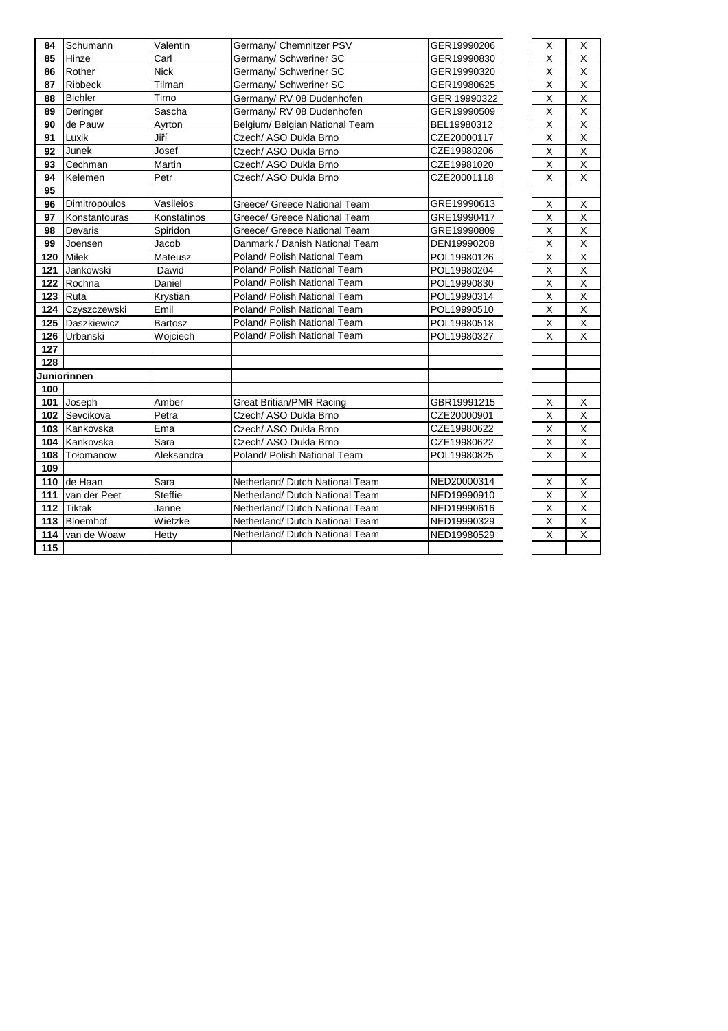| | | | | | | |
|---|---|---|---|---|---|---|
| **84** | Schumann | Valentin | Germany/ Chemnitzer PSV | GER19990206 | X | X |
| **85** | Hinze | Carl | Germany/ Schweriner SC | GER19990830 | X | X |
| **86** | Rother | Nick | Germany/ Schweriner SC | GER19990320 | X | X |
| **87** | Ribbeck | Tilman | Germany/ Schweriner SC | GER19980625 | X | X |
| **88** | Bichler | Timo | Germany/ RV 08 Dudenhofen | GER 19990322 | X | X |
| **89** | Deringer | Sascha | Germany/ RV 08 Dudenhofen | GER19990509 | X | X |
| **90** | de Pauw | Ayrton | Belgium/ Belgian National Team | BEL19980312 | X | X |
| **91** | Luxik | Jiří | Czech/ ASO Dukla Brno | CZE20000117 | X | X |
| **92** | Junek | Josef | Czech/ ASO Dukla Brno | CZE19980206 | X | X |
| **93** | Cechman | Martin | Czech/ ASO Dukla Brno | CZE19981020 | X | X |
| **94** | Kelemen | Petr | Czech/ ASO Dukla Brno | CZE20001118 | X | X |
| **95** | | | | | | |
| **96** | Dimitropoulos | Vasileios | Greece/ Greece National Team | GRE19990613 | X | X |
| **97** | Konstantouras | Konstatinos | Greece/ Greece National Team | GRE19990417 | X | X |
| **98** | Devaris | Spiridon | Greece/ Greece National Team | GRE19990809 | X | X |
| **99** | Joensen | Jacob | Danmark / Danish National Team | DEN19990208 | X | X |
| **120** | Miłek | Mateusz | Poland/ Polish National Team | POL19980126 | X | X |
| **121** | Jankowski | Dawid | Poland/ Polish National Team | POL19980204 | X | X |
| **122** | Rochna | Daniel | Poland/ Polish National Team | POL19990830 | X | X |
| **123** | Ruta | Krystian | Poland/ Polish National Team | POL19990314 | X | X |
| **124** | Czyszczewski | Emil | Poland/ Polish National Team | POL19990510 | X | X |
| **125** | Daszkiewicz | Bartosz | Poland/ Polish National Team | POL19980518 | X | X |
| **126** | Urbanski | Wojciech | Poland/ Polish National Team | POL19980327 | X | X |
| **127** | | | | | | |
| **128** | | | | | | |
| **Juniorinnen** | | | | | | |
| **100** | | | | | | |
| **101** | Joseph | Amber | Great Britian/PMR Racing | GBR19991215 | X | X |
| **102** | Sevcikova | Petra | Czech/ ASO Dukla Brno | CZE20000901 | X | X |
| **103** | Kankovska | Ema | Czech/ ASO Dukla Brno | CZE19980622 | X | X |
| **104** | Kankovska | Sara | Czech/ ASO Dukla Brno | CZE19980622 | X | X |
| **108** | Tołomanow | Aleksandra | Poland/ Polish National Team | POL19980825 | X | X |
| **109** | | | | | | |
| **110** | de Haan | Sara | Netherland/ Dutch National Team | NED20000314 | X | X |
| **111** | van der Peet | Steffie | Netherland/ Dutch National Team | NED19990910 | X | X |
| **112** | Tiktak | Janne | Netherland/ Dutch National Team | NED19990616 | X | X |
| **113** | Bloemhof | Wietzke | Netherland/ Dutch National Team | NED19990329 | X | X |
| **114** | van de Woaw | Hetty | Netherland/ Dutch National Team | NED19980529 | X | X |
| **115** | | | | | | |